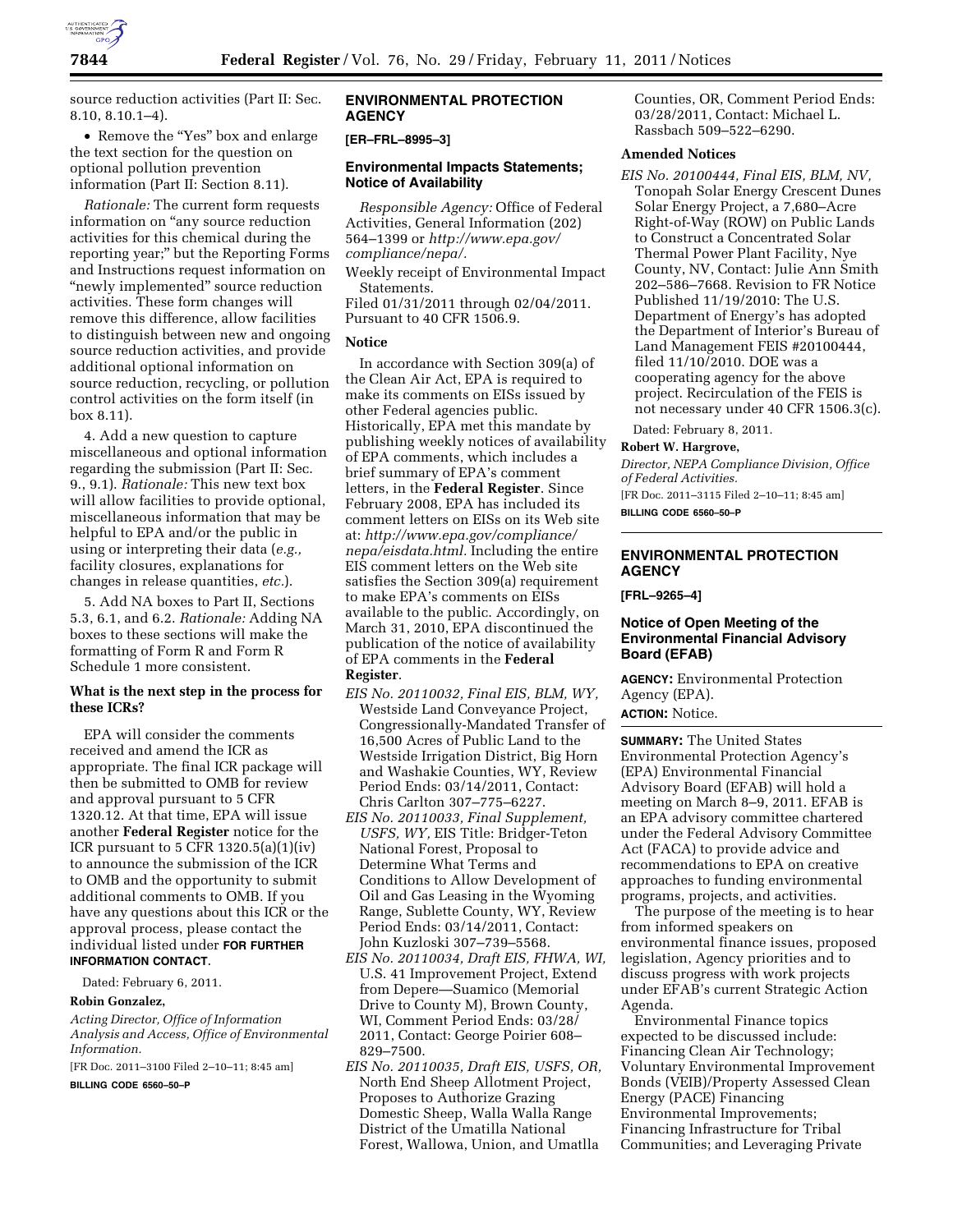source reduction activities (Part II: Sec. 8.10, 8.10.1–4).

- Remove the "Yes" box and enlarge the text section for the question on optional pollution prevention information (Part II: Section 8.11).

*Rationale:* The current form requests information on "any source reduction activities for this chemical during the reporting year;" but the Reporting Forms and Instructions request information on "newly implemented" source reduction activities. These form changes will remove this difference, allow facilities to distinguish between new and ongoing source reduction activities, and provide additional optional information on source reduction, recycling, or pollution control activities on the form itself (in box 8.11).

4. Add a new question to capture miscellaneous and optional information regarding the submission (Part II: Sec. 9., 9.1). *Rationale:* This new text box will allow facilities to provide optional, miscellaneous information that may be helpful to EPA and/or the public in using or interpreting their data (*e.g.,* facility closures, explanations for changes in release quantities, *etc.*).

5. Add NA boxes to Part II, Sections 5.3, 6.1, and 6.2. *Rationale:* Adding NA boxes to these sections will make the formatting of Form R and Form R Schedule 1 more consistent.

### What is the next step in the process for these ICRs?

EPA will consider the comments received and amend the ICR as appropriate. The final ICR package will then be submitted to OMB for review and approval pursuant to 5 CFR 1320.12. At that time, EPA will issue another **Federal Register** notice for the ICR pursuant to 5 CFR 1320.5(a)(1)(iv) to announce the submission of the ICR to OMB and the opportunity to submit additional comments to OMB. If you have any questions about this ICR or the approval process, please contact the individual listed under **FOR FURTHER INFORMATION CONTACT**.

Dated: February 6, 2011.

**Robin Gonzalez,**

*Acting Director, Office of Information Analysis and Access, Office of Environmental Information.*

[FR Doc. 2011–3100 Filed 2–10–11; 8:45 am]

**BILLING CODE 6560–50–P**

## ENVIRONMENTAL PROTECTION AGENCY

**[ER–FRL–8995–3]**

### Environmental Impacts Statements; Notice of Availability

*Responsible Agency:* Office of Federal Activities, General Information (202) 564–1399 or *http://www.epa.gov/compliance/nepa/.*

Weekly receipt of Environmental Impact Statements.

Filed 01/31/2011 through 02/04/2011. Pursuant to 40 CFR 1506.9.

### Notice

In accordance with Section 309(a) of the Clean Air Act, EPA is required to make its comments on EISs issued by other Federal agencies public. Historically, EPA met this mandate by publishing weekly notices of availability of EPA comments, which includes a brief summary of EPA's comment letters, in the **Federal Register**. Since February 2008, EPA has included its comment letters on EISs on its Web site at: *http://www.epa.gov/compliance/nepa/eisdata.html.* Including the entire EIS comment letters on the Web site satisfies the Section 309(a) requirement to make EPA's comments on EISs available to the public. Accordingly, on March 31, 2010, EPA discontinued the publication of the notice of availability of EPA comments in the **Federal Register**.

*EIS No. 20110032, Final EIS, BLM, WY,* Westside Land Conveyance Project, Congressionally-Mandated Transfer of 16,500 Acres of Public Land to the Westside Irrigation District, Big Horn and Washakie Counties, WY, Review Period Ends: 03/14/2011, Contact: Chris Carlton 307–775–6227.

*EIS No. 20110033, Final Supplement, USFS, WY,* EIS Title: Bridger-Teton National Forest, Proposal to Determine What Terms and Conditions to Allow Development of Oil and Gas Leasing in the Wyoming Range, Sublette County, WY, Review Period Ends: 03/14/2011, Contact: John Kuzloski 307–739–5568.

*EIS No. 20110034, Draft EIS, FHWA, WI,* U.S. 41 Improvement Project, Extend from Depere—Suamico (Memorial Drive to County M), Brown County, WI, Comment Period Ends: 03/28/2011, Contact: George Poirier 608–829–7500.

*EIS No. 20110035, Draft EIS, USFS, OR,* North End Sheep Allotment Project, Proposes to Authorize Grazing Domestic Sheep, Walla Walla Range District of the Umatilla National Forest, Wallowa, Union, and Umatlla Counties, OR, Comment Period Ends: 03/28/2011, Contact: Michael L. Rassbach 509–522–6290.

### Amended Notices

*EIS No. 20100444, Final EIS, BLM, NV,* Tonopah Solar Energy Crescent Dunes Solar Energy Project, a 7,680–Acre Right-of-Way (ROW) on Public Lands to Construct a Concentrated Solar Thermal Power Plant Facility, Nye County, NV, Contact: Julie Ann Smith 202–586–7668. Revision to FR Notice Published 11/19/2010: The U.S. Department of Energy's has adopted the Department of Interior's Bureau of Land Management FEIS #20100444, filed 11/10/2010. DOE was a cooperating agency for the above project. Recirculation of the FEIS is not necessary under 40 CFR 1506.3(c).

Dated: February 8, 2011.

**Robert W. Hargrove,**

*Director, NEPA Compliance Division, Office of Federal Activities.*

[FR Doc. 2011–3115 Filed 2–10–11; 8:45 am]

**BILLING CODE 6560–50–P**

## ENVIRONMENTAL PROTECTION AGENCY

**[FRL–9265–4]**

### Notice of Open Meeting of the Environmental Financial Advisory Board (EFAB)

**AGENCY:** Environmental Protection Agency (EPA).

**ACTION:** Notice.

**SUMMARY:** The United States Environmental Protection Agency's (EPA) Environmental Financial Advisory Board (EFAB) will hold a meeting on March 8–9, 2011. EFAB is an EPA advisory committee chartered under the Federal Advisory Committee Act (FACA) to provide advice and recommendations to EPA on creative approaches to funding environmental programs, projects, and activities.

The purpose of the meeting is to hear from informed speakers on environmental finance issues, proposed legislation, Agency priorities and to discuss progress with work projects under EFAB's current Strategic Action Agenda.

Environmental Finance topics expected to be discussed include: Financing Clean Air Technology; Voluntary Environmental Improvement Bonds (VEIB)/Property Assessed Clean Energy (PACE) Financing Environmental Improvements; Financing Infrastructure for Tribal Communities; and Leveraging Private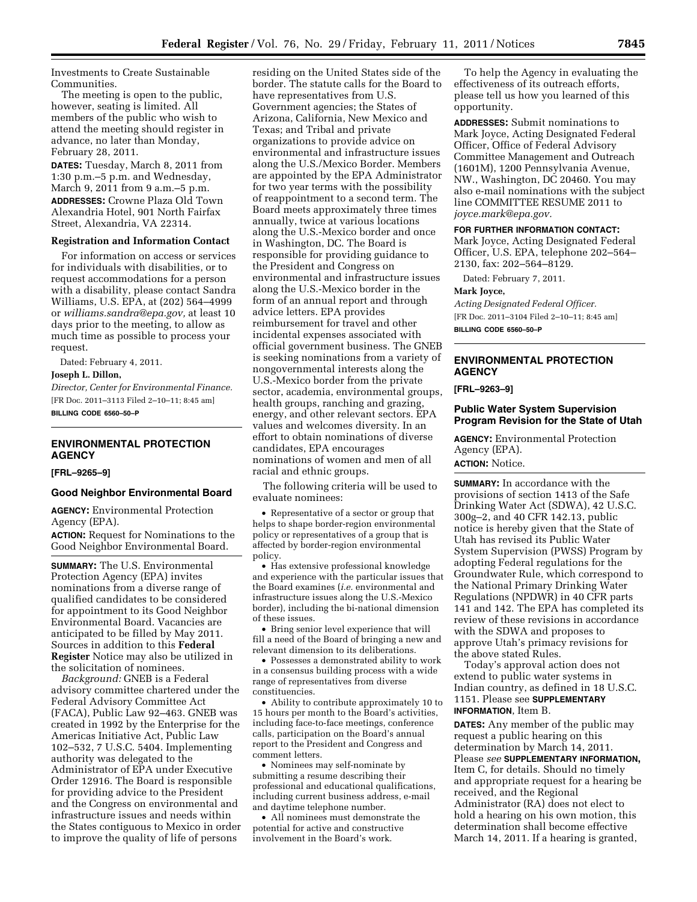Investments to Create Sustainable Communities.

The meeting is open to the public, however, seating is limited. All members of the public who wish to attend the meeting should register in advance, no later than Monday, February 28, 2011.

**DATES:** Tuesday, March 8, 2011 from 1:30 p.m.–5 p.m. and Wednesday, March 9, 2011 from 9 a.m.–5 p.m.

**ADDRESSES:** Crowne Plaza Old Town Alexandria Hotel, 901 North Fairfax Street, Alexandria, VA 22314.

### Registration and Information Contact

For information on access or services for individuals with disabilities, or to request accommodations for a person with a disability, please contact Sandra Williams, U.S. EPA, at (202) 564–4999 or *williams.sandra@epa.gov,* at least 10 days prior to the meeting, to allow as much time as possible to process your request.

Dated: February 4, 2011.

**Joseph L. Dillon,**

*Director, Center for Environmental Finance.*

[FR Doc. 2011–3113 Filed 2–10–11; 8:45 am]

**BILLING CODE 6560–50–P**

---

## ENVIRONMENTAL PROTECTION AGENCY

**[FRL–9265–9]**

### Good Neighbor Environmental Board

**AGENCY:** Environmental Protection Agency (EPA).

**ACTION:** Request for Nominations to the Good Neighbor Environmental Board.

**SUMMARY:** The U.S. Environmental Protection Agency (EPA) invites nominations from a diverse range of qualified candidates to be considered for appointment to its Good Neighbor Environmental Board. Vacancies are anticipated to be filled by May 2011. Sources in addition to this **Federal Register** Notice may also be utilized in the solicitation of nominees.

*Background:* GNEB is a Federal advisory committee chartered under the Federal Advisory Committee Act (FACA), Public Law 92–463. GNEB was created in 1992 by the Enterprise for the Americas Initiative Act, Public Law 102–532, 7 U.S.C. 5404. Implementing authority was delegated to the Administrator of EPA under Executive Order 12916. The Board is responsible for providing advice to the President and the Congress on environmental and infrastructure issues and needs within the States contiguous to Mexico in order to improve the quality of life of persons residing on the United States side of the border. The statute calls for the Board to have representatives from U.S. Government agencies; the States of Arizona, California, New Mexico and Texas; and Tribal and private organizations to provide advice on environmental and infrastructure issues along the U.S./Mexico Border. Members are appointed by the EPA Administrator for two year terms with the possibility of reappointment to a second term. The Board meets approximately three times annually, twice at various locations along the U.S.-Mexico border and once in Washington, DC. The Board is responsible for providing guidance to the President and Congress on environmental and infrastructure issues along the U.S.-Mexico border in the form of an annual report and through advice letters. EPA provides reimbursement for travel and other incidental expenses associated with official government business. The GNEB is seeking nominations from a variety of nongovernmental interests along the U.S.-Mexico border from the private sector, academia, environmental groups, health groups, ranching and grazing, energy, and other relevant sectors. EPA values and welcomes diversity. In an effort to obtain nominations of diverse candidates, EPA encourages nominations of women and men of all racial and ethnic groups.

The following criteria will be used to evaluate nominees:

- Representative of a sector or group that helps to shape border-region environmental policy or representatives of a group that is affected by border-region environmental policy.
- Has extensive professional knowledge and experience with the particular issues that the Board examines (*i.e.* environmental and infrastructure issues along the U.S.-Mexico border), including the bi-national dimension of these issues.
- Bring senior level experience that will fill a need of the Board of bringing a new and relevant dimension to its deliberations.
- Possesses a demonstrated ability to work in a consensus building process with a wide range of representatives from diverse constituencies.
- Ability to contribute approximately 10 to 15 hours per month to the Board's activities, including face-to-face meetings, conference calls, participation on the Board's annual report to the President and Congress and comment letters.
- Nominees may self-nominate by submitting a resume describing their professional and educational qualifications, including current business address, e-mail and daytime telephone number.
- All nominees must demonstrate the potential for active and constructive involvement in the Board's work.

To help the Agency in evaluating the effectiveness of its outreach efforts, please tell us how you learned of this opportunity.

**ADDRESSES:** Submit nominations to Mark Joyce, Acting Designated Federal Officer, Office of Federal Advisory Committee Management and Outreach (1601M), 1200 Pennsylvania Avenue, NW., Washington, DC 20460. You may also e-mail nominations with the subject line COMMITTEE RESUME 2011 to *joyce.mark@epa.gov.*

**FOR FURTHER INFORMATION CONTACT:** Mark Joyce, Acting Designated Federal Officer, U.S. EPA, telephone 202–564–2130, fax: 202–564–8129.

Dated: February 7, 2011.

**Mark Joyce,**

*Acting Designated Federal Officer.*

[FR Doc. 2011–3104 Filed 2–10–11; 8:45 am]

**BILLING CODE 6560–50–P**

---

## ENVIRONMENTAL PROTECTION AGENCY

**[FRL–9263–9]**

### Public Water System Supervision Program Revision for the State of Utah

**AGENCY:** Environmental Protection Agency (EPA).

**ACTION:** Notice.

**SUMMARY:** In accordance with the provisions of section 1413 of the Safe Drinking Water Act (SDWA), 42 U.S.C. 300g–2, and 40 CFR 142.13, public notice is hereby given that the State of Utah has revised its Public Water System Supervision (PWSS) Program by adopting Federal regulations for the Groundwater Rule, which correspond to the National Primary Drinking Water Regulations (NPDWR) in 40 CFR parts 141 and 142. The EPA has completed its review of these revisions in accordance with the SDWA and proposes to approve Utah's primacy revisions for the above stated Rules.

Today's approval action does not extend to public water systems in Indian country, as defined in 18 U.S.C. 1151. Please see **SUPPLEMENTARY INFORMATION**, Item B.

**DATES:** Any member of the public may request a public hearing on this determination by March 14, 2011. Please *see* **SUPPLEMENTARY INFORMATION,** Item C, for details. Should no timely and appropriate request for a hearing be received, and the Regional Administrator (RA) does not elect to hold a hearing on his own motion, this determination shall become effective March 14, 2011. If a hearing is granted,